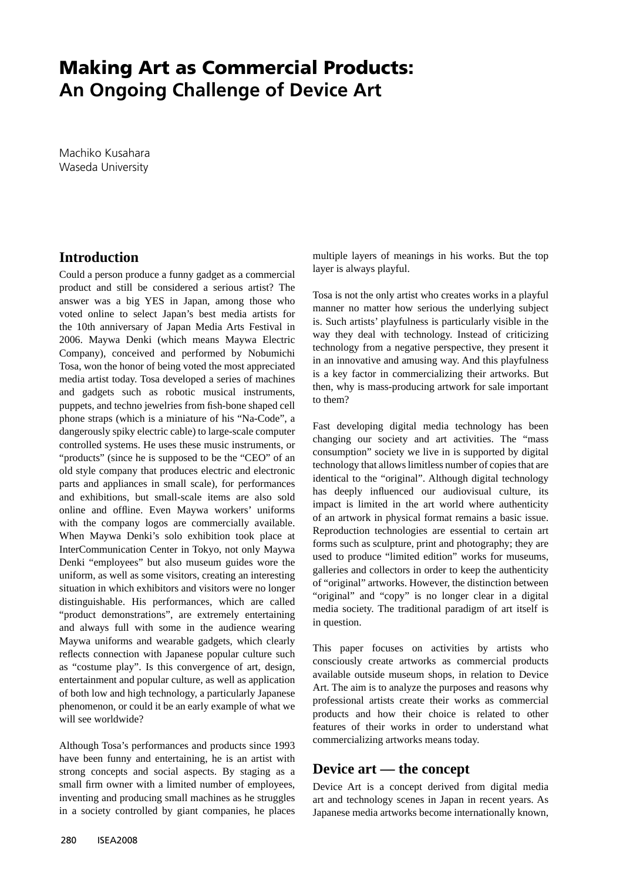# Making Art as Commercial Products: An Ongoing Challenge of Device Art

Machiko Kusahara
Waseda University

## Introduction

Could a person produce a funny gadget as a commercial product and still be considered a serious artist? The answer was a big YES in Japan, among those who voted online to select Japan's best media artists for the 10th anniversary of Japan Media Arts Festival in 2006. Maywa Denki (which means Maywa Electric Company), conceived and performed by Nobumichi Tosa, won the honor of being voted the most appreciated media artist today. Tosa developed a series of machines and gadgets such as robotic musical instruments, puppets, and techno jewelries from fish-bone shaped cell phone straps (which is a miniature of his "Na-Code", a dangerously spiky electric cable) to large-scale computer controlled systems. He uses these music instruments, or "products" (since he is supposed to be the "CEO" of an old style company that produces electric and electronic parts and appliances in small scale), for performances and exhibitions, but small-scale items are also sold online and offline. Even Maywa workers' uniforms with the company logos are commercially available. When Maywa Denki's solo exhibition took place at InterCommunication Center in Tokyo, not only Maywa Denki "employees" but also museum guides wore the uniform, as well as some visitors, creating an interesting situation in which exhibitors and visitors were no longer distinguishable. His performances, which are called "product demonstrations", are extremely entertaining and always full with some in the audience wearing Maywa uniforms and wearable gadgets, which clearly reflects connection with Japanese popular culture such as "costume play". Is this convergence of art, design, entertainment and popular culture, as well as application of both low and high technology, a particularly Japanese phenomenon, or could it be an early example of what we will see worldwide?

Although Tosa's performances and products since 1993 have been funny and entertaining, he is an artist with strong concepts and social aspects. By staging as a small firm owner with a limited number of employees, inventing and producing small machines as he struggles in a society controlled by giant companies, he places multiple layers of meanings in his works. But the top layer is always playful.

Tosa is not the only artist who creates works in a playful manner no matter how serious the underlying subject is. Such artists' playfulness is particularly visible in the way they deal with technology. Instead of criticizing technology from a negative perspective, they present it in an innovative and amusing way. And this playfulness is a key factor in commercializing their artworks. But then, why is mass-producing artwork for sale important to them?

Fast developing digital media technology has been changing our society and art activities. The "mass consumption" society we live in is supported by digital technology that allows limitless number of copies that are identical to the "original". Although digital technology has deeply influenced our audiovisual culture, its impact is limited in the art world where authenticity of an artwork in physical format remains a basic issue. Reproduction technologies are essential to certain art forms such as sculpture, print and photography; they are used to produce "limited edition" works for museums, galleries and collectors in order to keep the authenticity of "original" artworks. However, the distinction between "original" and "copy" is no longer clear in a digital media society. The traditional paradigm of art itself is in question.

This paper focuses on activities by artists who consciously create artworks as commercial products available outside museum shops, in relation to Device Art. The aim is to analyze the purposes and reasons why professional artists create their works as commercial products and how their choice is related to other features of their works in order to understand what commercializing artworks means today.

## Device art — the concept

Device Art is a concept derived from digital media art and technology scenes in Japan in recent years. As Japanese media artworks become internationally known,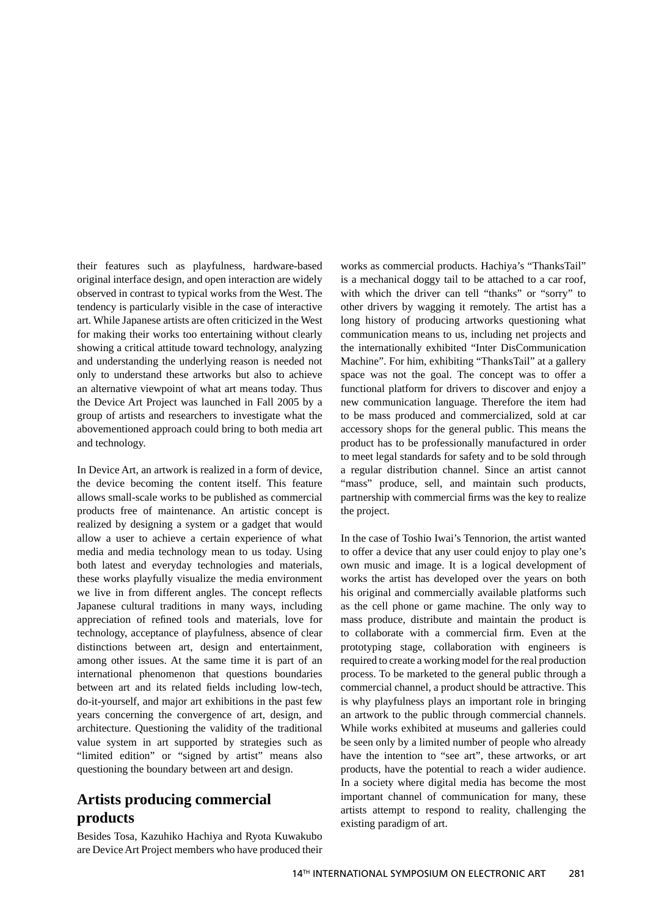their features such as playfulness, hardware-based original interface design, and open interaction are widely observed in contrast to typical works from the West. The tendency is particularly visible in the case of interactive art. While Japanese artists are often criticized in the West for making their works too entertaining without clearly showing a critical attitude toward technology, analyzing and understanding the underlying reason is needed not only to understand these artworks but also to achieve an alternative viewpoint of what art means today. Thus the Device Art Project was launched in Fall 2005 by a group of artists and researchers to investigate what the abovementioned approach could bring to both media art and technology.

In Device Art, an artwork is realized in a form of device, the device becoming the content itself. This feature allows small-scale works to be published as commercial products free of maintenance. An artistic concept is realized by designing a system or a gadget that would allow a user to achieve a certain experience of what media and media technology mean to us today. Using both latest and everyday technologies and materials, these works playfully visualize the media environment we live in from different angles. The concept reflects Japanese cultural traditions in many ways, including appreciation of refined tools and materials, love for technology, acceptance of playfulness, absence of clear distinctions between art, design and entertainment, among other issues. At the same time it is part of an international phenomenon that questions boundaries between art and its related fields including low-tech, do-it-yourself, and major art exhibitions in the past few years concerning the convergence of art, design, and architecture. Questioning the validity of the traditional value system in art supported by strategies such as "limited edition" or "signed by artist" means also questioning the boundary between art and design.

## Artists producing commercial products

Besides Tosa, Kazuhiko Hachiya and Ryota Kuwakubo are Device Art Project members who have produced their works as commercial products. Hachiya's "ThanksTail" is a mechanical doggy tail to be attached to a car roof, with which the driver can tell "thanks" or "sorry" to other drivers by wagging it remotely. The artist has a long history of producing artworks questioning what communication means to us, including net projects and the internationally exhibited "Inter DisCommunication Machine". For him, exhibiting "ThanksTail" at a gallery space was not the goal. The concept was to offer a functional platform for drivers to discover and enjoy a new communication language. Therefore the item had to be mass produced and commercialized, sold at car accessory shops for the general public. This means the product has to be professionally manufactured in order to meet legal standards for safety and to be sold through a regular distribution channel. Since an artist cannot "mass" produce, sell, and maintain such products, partnership with commercial firms was the key to realize the project.

In the case of Toshio Iwai's Tennorion, the artist wanted to offer a device that any user could enjoy to play one's own music and image. It is a logical development of works the artist has developed over the years on both his original and commercially available platforms such as the cell phone or game machine. The only way to mass produce, distribute and maintain the product is to collaborate with a commercial firm. Even at the prototyping stage, collaboration with engineers is required to create a working model for the real production process. To be marketed to the general public through a commercial channel, a product should be attractive. This is why playfulness plays an important role in bringing an artwork to the public through commercial channels. While works exhibited at museums and galleries could be seen only by a limited number of people who already have the intention to "see art", these artworks, or art products, have the potential to reach a wider audience. In a society where digital media has become the most important channel of communication for many, these artists attempt to respond to reality, challenging the existing paradigm of art.